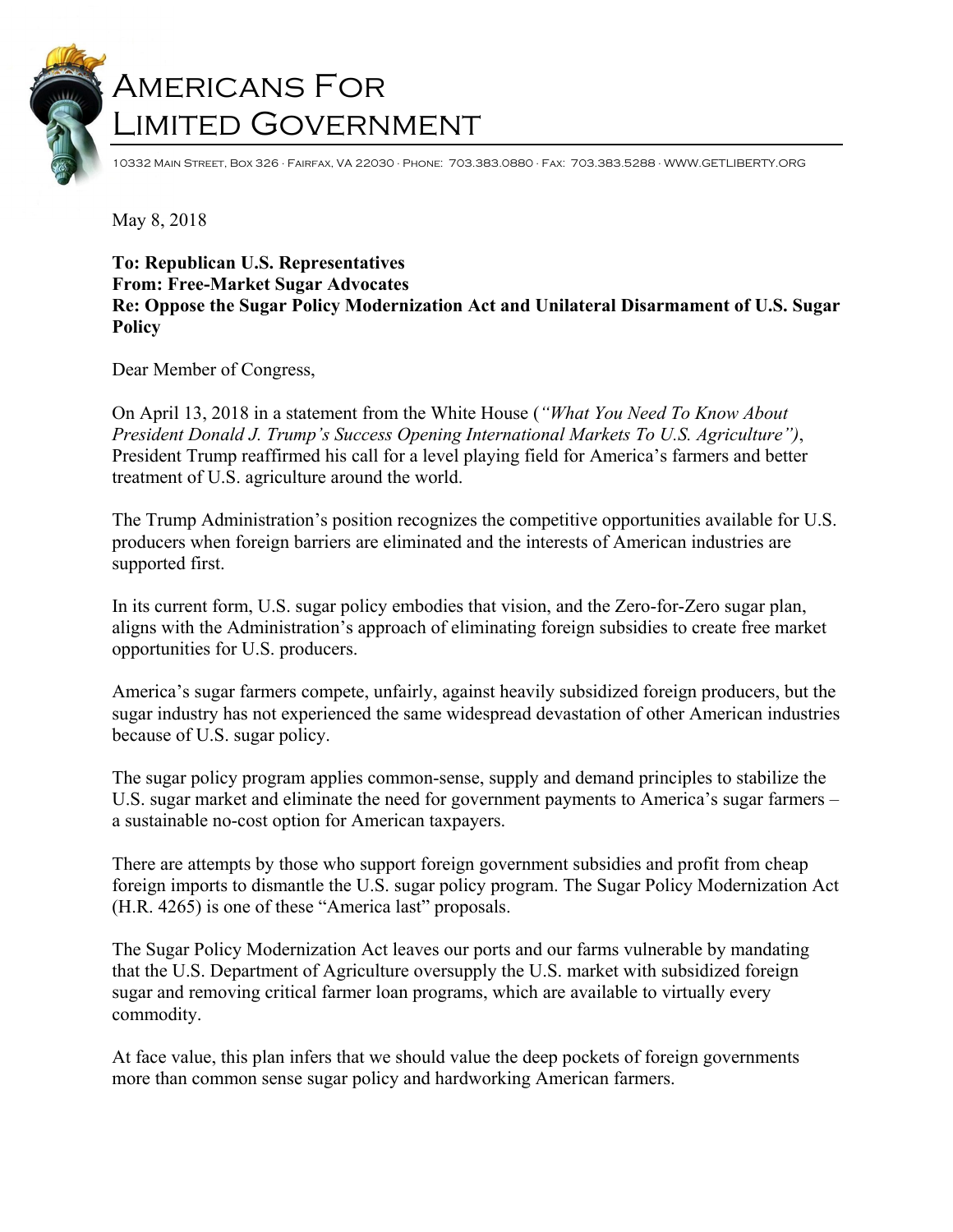# Americans For Limited Government

10332 Main Street, Box 326 · Fairfax, VA 22030 · Phone: 703.383.0880 · Fax: 703.383.5288 · WWW.GETLIBERTY.ORG

May 8, 2018

**To: Republican U.S. Representatives**
**From: Free-Market Sugar Advocates**
**Re: Oppose the Sugar Policy Modernization Act and Unilateral Disarmament of U.S. Sugar Policy**

Dear Member of Congress,

On April 13, 2018 in a statement from the White House (*"What You Need To Know About President Donald J. Trump's Success Opening International Markets To U.S. Agriculture")*, President Trump reaffirmed his call for a level playing field for America's farmers and better treatment of U.S. agriculture around the world.

The Trump Administration's position recognizes the competitive opportunities available for U.S. producers when foreign barriers are eliminated and the interests of American industries are supported first.

In its current form, U.S. sugar policy embodies that vision, and the Zero-for-Zero sugar plan, aligns with the Administration's approach of eliminating foreign subsidies to create free market opportunities for U.S. producers.

America's sugar farmers compete, unfairly, against heavily subsidized foreign producers, but the sugar industry has not experienced the same widespread devastation of other American industries because of U.S. sugar policy.

The sugar policy program applies common-sense, supply and demand principles to stabilize the U.S. sugar market and eliminate the need for government payments to America's sugar farmers – a sustainable no-cost option for American taxpayers.

There are attempts by those who support foreign government subsidies and profit from cheap foreign imports to dismantle the U.S. sugar policy program. The Sugar Policy Modernization Act (H.R. 4265) is one of these "America last" proposals.

The Sugar Policy Modernization Act leaves our ports and our farms vulnerable by mandating that the U.S. Department of Agriculture oversupply the U.S. market with subsidized foreign sugar and removing critical farmer loan programs, which are available to virtually every commodity.

At face value, this plan infers that we should value the deep pockets of foreign governments more than common sense sugar policy and hardworking American farmers.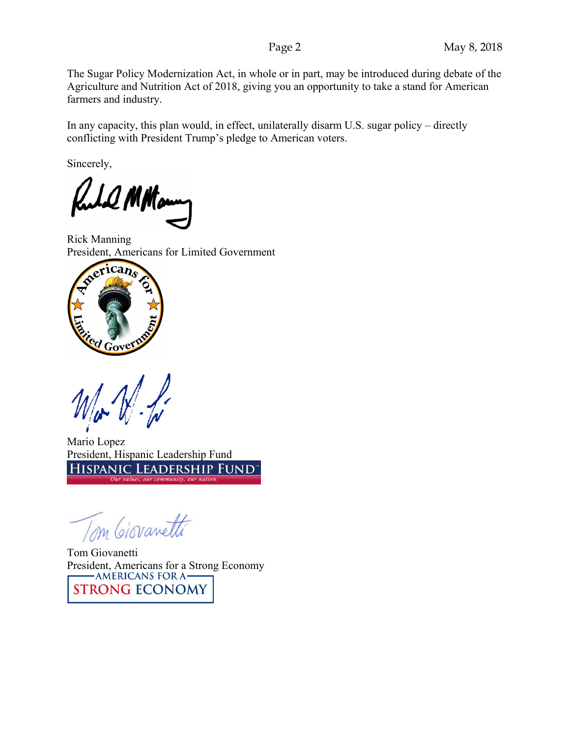The Sugar Policy Modernization Act, in whole or in part, may be introduced during debate of the Agriculture and Nutrition Act of 2018, giving you an opportunity to take a stand for American farmers and industry.

In any capacity, this plan would, in effect, unilaterally disarm U.S. sugar policy – directly conflicting with President Trump's pledge to American voters.

Sincerely,

Rick Manning
President, Americans for Limited Government

Mario Lopez
President, Hispanic Leadership Fund

Tom Giovanetti
President, Americans for a Strong Economy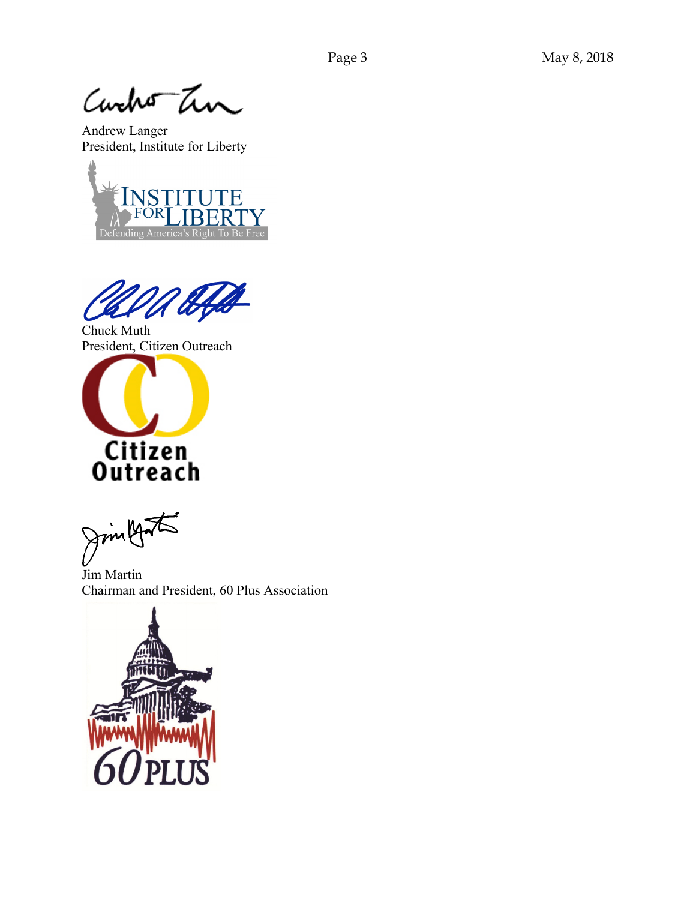Andrew Langer
President, Institute for Liberty

Chuck Muth
President, Citizen Outreach

Jim Martin
Chairman and President, 60 Plus Association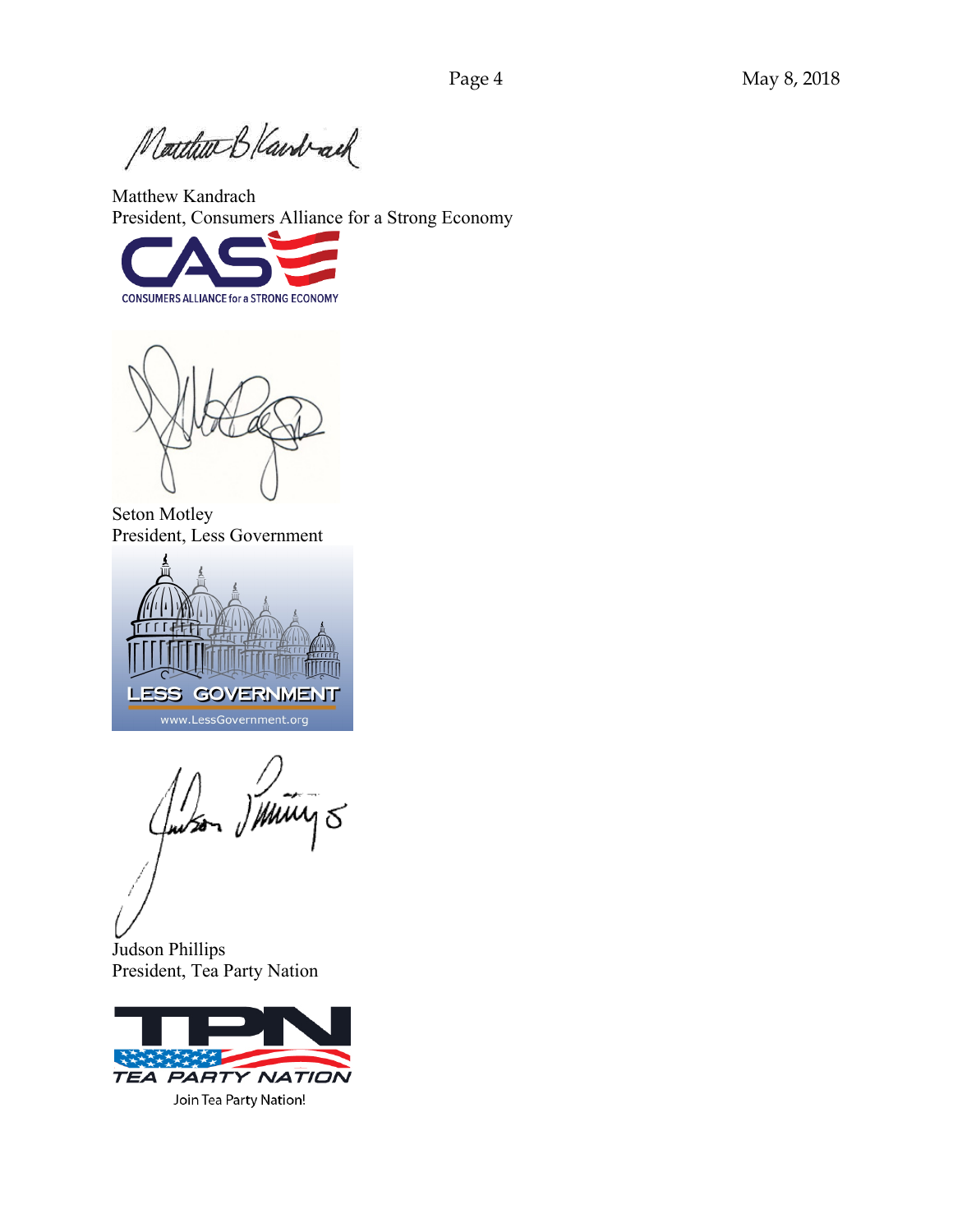Matthew Kandrach
President, Consumers Alliance for a Strong Economy

Seton Motley
President, Less Government

Judson Phillips
President, Tea Party Nation